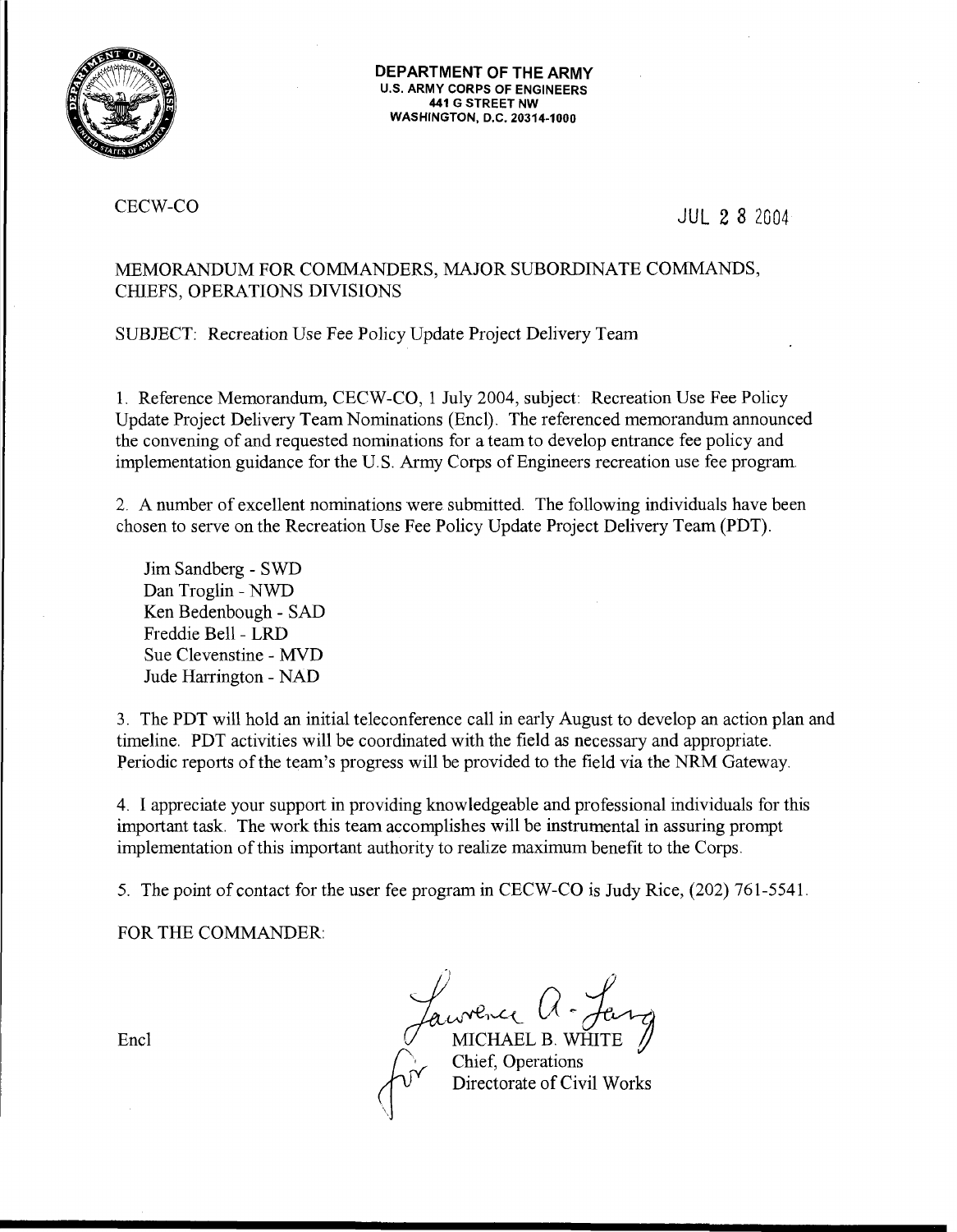**DEPARTMENT OF THE ARMY**
**U.S. ARMY CORPS OF ENGINEERS**
**441 G STREET NW**
**WASHINGTON, D.C. 20314-1000**

CECW-CO

JUL 28 2004

MEMORANDUM FOR COMMANDERS, MAJOR SUBORDINATE COMMANDS, CHIEFS, OPERATIONS DIVISIONS

SUBJECT: Recreation Use Fee Policy Update Project Delivery Team

1. Reference Memorandum, CECW-CO, 1 July 2004, subject: Recreation Use Fee Policy Update Project Delivery Team Nominations (Encl). The referenced memorandum announced the convening of and requested nominations for a team to develop entrance fee policy and implementation guidance for the U.S. Army Corps of Engineers recreation use fee program.

2. A number of excellent nominations were submitted. The following individuals have been chosen to serve on the Recreation Use Fee Policy Update Project Delivery Team (PDT).

   Jim Sandberg - SWD
   Dan Troglin - NWD
   Ken Bedenbough - SAD
   Freddie Bell - LRD
   Sue Clevenstine - MVD
   Jude Harrington - NAD

3. The PDT will hold an initial teleconference call in early August to develop an action plan and timeline. PDT activities will be coordinated with the field as necessary and appropriate. Periodic reports of the team's progress will be provided to the field via the NRM Gateway.

4. I appreciate your support in providing knowledgeable and professional individuals for this important task. The work this team accomplishes will be instrumental in assuring prompt implementation of this important authority to realize maximum benefit to the Corps.

5. The point of contact for the user fee program in CECW-CO is Judy Rice, (202) 761-5541.

FOR THE COMMANDER:

Encl

Lawrence A. Lang
for
MICHAEL B. WHITE
Chief, Operations
Directorate of Civil Works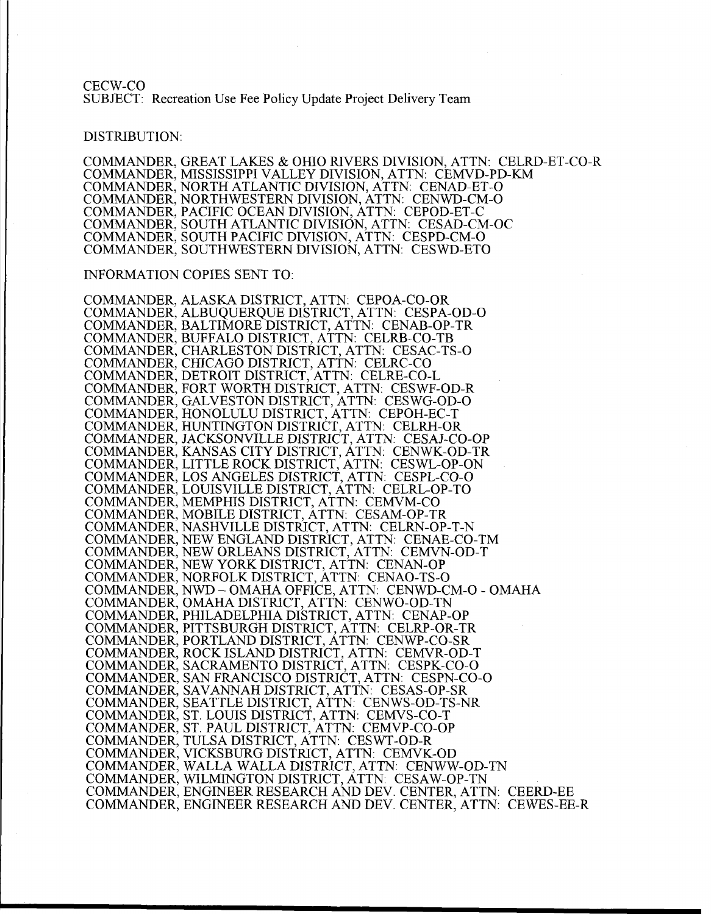CECW-CO
SUBJECT: Recreation Use Fee Policy Update Project Delivery Team

DISTRIBUTION:

COMMANDER, GREAT LAKES & OHIO RIVERS DIVISION, ATTN: CELRD-ET-CO-R
COMMANDER, MISSISSIPPI VALLEY DIVISION, ATTN: CEMVD-PD-KM
COMMANDER, NORTH ATLANTIC DIVISION, ATTN: CENAD-ET-O
COMMANDER, NORTHWESTERN DIVISION, ATTN: CENWD-CM-O
COMMANDER, PACIFIC OCEAN DIVISION, ATTN: CEPOD-ET-C
COMMANDER, SOUTH ATLANTIC DIVISION, ATTN: CESAD-CM-OC
COMMANDER, SOUTH PACIFIC DIVISION, ATTN: CESPD-CM-O
COMMANDER, SOUTHWESTERN DIVISION, ATTN: CESWD-ETO

INFORMATION COPIES SENT TO:

COMMANDER, ALASKA DISTRICT, ATTN: CEPOA-CO-OR
COMMANDER, ALBUQUERQUE DISTRICT, ATTN: CESPA-OD-O
COMMANDER, BALTIMORE DISTRICT, ATTN: CENAB-OP-TR
COMMANDER, BUFFALO DISTRICT, ATTN: CELRB-CO-TB
COMMANDER, CHARLESTON DISTRICT, ATTN: CESAC-TS-O
COMMANDER, CHICAGO DISTRICT, ATTN: CELRC-CO
COMMANDER, DETROIT DISTRICT, ATTN: CELRE-CO-L
COMMANDER, FORT WORTH DISTRICT, ATTN: CESWF-OD-R
COMMANDER, GALVESTON DISTRICT, ATTN: CESWG-OD-O
COMMANDER, HONOLULU DISTRICT, ATTN: CEPOH-EC-T
COMMANDER, HUNTINGTON DISTRICT, ATTN: CELRH-OR
COMMANDER, JACKSONVILLE DISTRICT, ATTN: CESAJ-CO-OP
COMMANDER, KANSAS CITY DISTRICT, ATTN: CENWK-OD-TR
COMMANDER, LITTLE ROCK DISTRICT, ATTN: CESWL-OP-ON
COMMANDER, LOS ANGELES DISTRICT, ATTN: CESPL-CO-O
COMMANDER, LOUISVILLE DISTRICT, ATTN: CELRL-OP-TO
COMMANDER, MEMPHIS DISTRICT, ATTN: CEMVM-CO
COMMANDER, MOBILE DISTRICT, ATTN: CESAM-OP-TR
COMMANDER, NASHVILLE DISTRICT, ATTN: CELRN-OP-T-N
COMMANDER, NEW ENGLAND DISTRICT, ATTN: CENAE-CO-TM
COMMANDER, NEW ORLEANS DISTRICT, ATTN: CEMVN-OD-T
COMMANDER, NEW YORK DISTRICT, ATTN: CENAN-OP
COMMANDER, NORFOLK DISTRICT, ATTN: CENAO-TS-O
COMMANDER, NWD – OMAHA OFFICE, ATTN: CENWD-CM-O - OMAHA
COMMANDER, OMAHA DISTRICT, ATTN: CENWO-OD-TN
COMMANDER, PHILADELPHIA DISTRICT, ATTN: CENAP-OP
COMMANDER, PITTSBURGH DISTRICT, ATTN: CELRP-OR-TR
COMMANDER, PORTLAND DISTRICT, ATTN: CENWP-CO-SR
COMMANDER, ROCK ISLAND DISTRICT, ATTN: CEMVR-OD-T
COMMANDER, SACRAMENTO DISTRICT, ATTN: CESPK-CO-O
COMMANDER, SAN FRANCISCO DISTRICT, ATTN: CESPN-CO-O
COMMANDER, SAVANNAH DISTRICT, ATTN: CESAS-OP-SR
COMMANDER, SEATTLE DISTRICT, ATTN: CENWS-OD-TS-NR
COMMANDER, ST. LOUIS DISTRICT, ATTN: CEMVS-CO-T
COMMANDER, ST. PAUL DISTRICT, ATTN: CEMVP-CO-OP
COMMANDER, TULSA DISTRICT, ATTN: CESWT-OD-R
COMMANDER, VICKSBURG DISTRICT, ATTN: CEMVK-OD
COMMANDER, WALLA WALLA DISTRICT, ATTN: CENWW-OD-TN
COMMANDER, WILMINGTON DISTRICT, ATTN: CESAW-OP-TN
COMMANDER, ENGINEER RESEARCH AND DEV. CENTER, ATTN: CEERD-EE
COMMANDER, ENGINEER RESEARCH AND DEV. CENTER, ATTN: CEWES-EE-R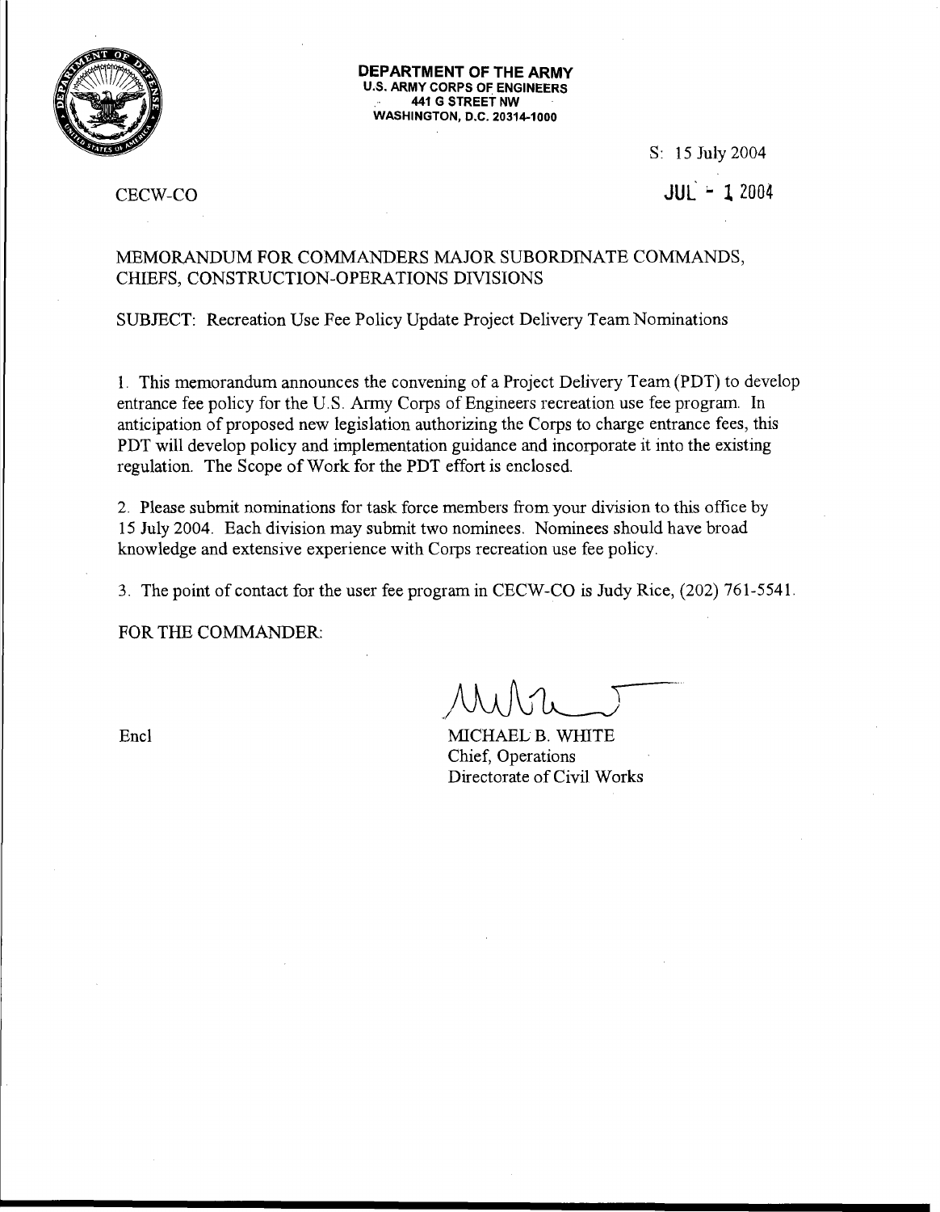**DEPARTMENT OF THE ARMY**
**U.S. ARMY CORPS OF ENGINEERS**
**441 G STREET NW**
**WASHINGTON, D.C. 20314-1000**

S: 15 July 2004

CECW-CO

JUL - 1 2004

MEMORANDUM FOR COMMANDERS MAJOR SUBORDINATE COMMANDS, CHIEFS, CONSTRUCTION-OPERATIONS DIVISIONS

SUBJECT: Recreation Use Fee Policy Update Project Delivery Team Nominations

1. This memorandum announces the convening of a Project Delivery Team (PDT) to develop entrance fee policy for the U.S. Army Corps of Engineers recreation use fee program. In anticipation of proposed new legislation authorizing the Corps to charge entrance fees, this PDT will develop policy and implementation guidance and incorporate it into the existing regulation. The Scope of Work for the PDT effort is enclosed.

2. Please submit nominations for task force members from your division to this office by 15 July 2004. Each division may submit two nominees. Nominees should have broad knowledge and extensive experience with Corps recreation use fee policy.

3. The point of contact for the user fee program in CECW-CO is Judy Rice, (202) 761-5541.

FOR THE COMMANDER:

Encl

MICHAEL B. WHITE
Chief, Operations
Directorate of Civil Works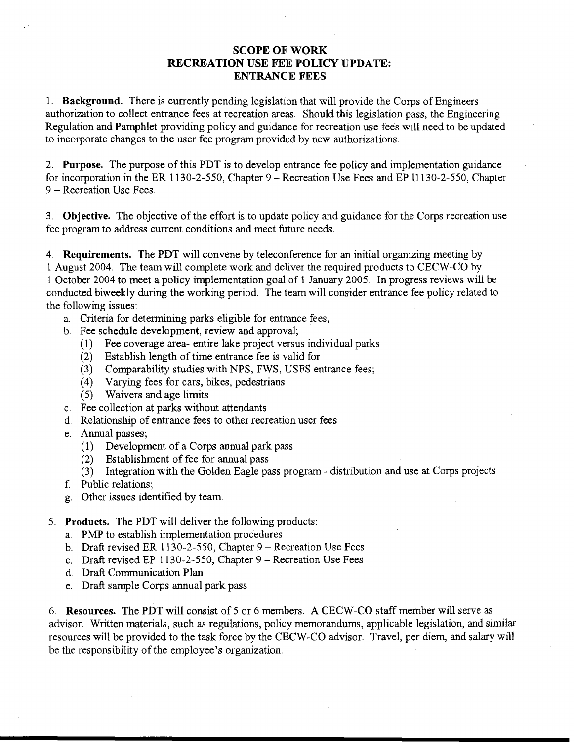# SCOPE OF WORK
# RECREATION USE FEE POLICY UPDATE: ENTRANCE FEES

1. **Background.** There is currently pending legislation that will provide the Corps of Engineers authorization to collect entrance fees at recreation areas. Should this legislation pass, the Engineering Regulation and Pamphlet providing policy and guidance for recreation use fees will need to be updated to incorporate changes to the user fee program provided by new authorizations.

2. **Purpose.** The purpose of this PDT is to develop entrance fee policy and implementation guidance for incorporation in the ER 1130-2-550, Chapter 9 – Recreation Use Fees and EP 11130-2-550, Chapter 9 – Recreation Use Fees.

3. **Objective.** The objective of the effort is to update policy and guidance for the Corps recreation use fee program to address current conditions and meet future needs.

4. **Requirements.** The PDT will convene by teleconference for an initial organizing meeting by 1 August 2004. The team will complete work and deliver the required products to CECW-CO by 1 October 2004 to meet a policy implementation goal of 1 January 2005. In progress reviews will be conducted biweekly during the working period. The team will consider entrance fee policy related to the following issues:
   a. Criteria for determining parks eligible for entrance fees;
   b. Fee schedule development, review and approval;
      (1) Fee coverage area- entire lake project versus individual parks
      (2) Establish length of time entrance fee is valid for
      (3) Comparability studies with NPS, FWS, USFS entrance fees;
      (4) Varying fees for cars, bikes, pedestrians
      (5) Waivers and age limits
   c. Fee collection at parks without attendants
   d. Relationship of entrance fees to other recreation user fees
   e. Annual passes;
      (1) Development of a Corps annual park pass
      (2) Establishment of fee for annual pass
      (3) Integration with the Golden Eagle pass program - distribution and use at Corps projects
   f. Public relations;
   g. Other issues identified by team.

5. **Products.** The PDT will deliver the following products:
   a. PMP to establish implementation procedures
   b. Draft revised ER 1130-2-550, Chapter 9 – Recreation Use Fees
   c. Draft revised EP 1130-2-550, Chapter 9 – Recreation Use Fees
   d. Draft Communication Plan
   e. Draft sample Corps annual park pass

6. **Resources.** The PDT will consist of 5 or 6 members. A CECW-CO staff member will serve as advisor. Written materials, such as regulations, policy memorandums, applicable legislation, and similar resources will be provided to the task force by the CECW-CO advisor. Travel, per diem, and salary will be the responsibility of the employee's organization.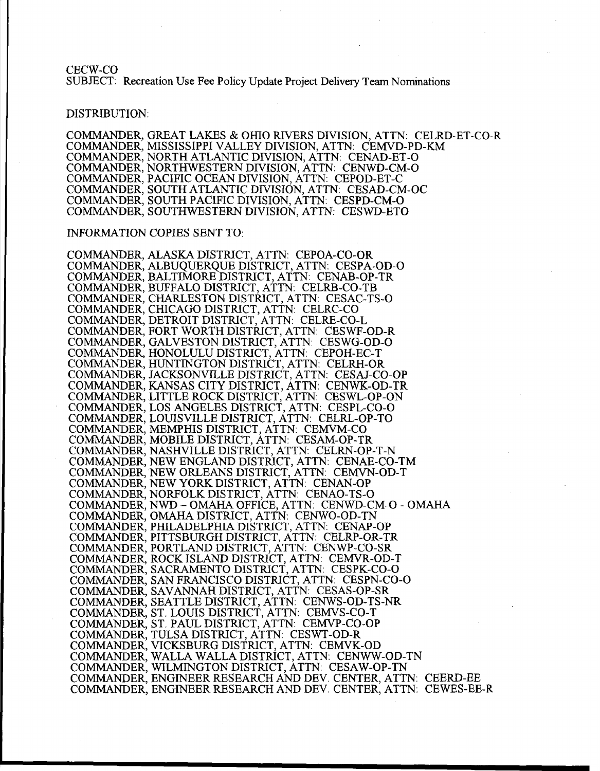CECW-CO
SUBJECT: Recreation Use Fee Policy Update Project Delivery Team Nominations

DISTRIBUTION:

COMMANDER, GREAT LAKES & OHIO RIVERS DIVISION, ATTN: CELRD-ET-CO-R
COMMANDER, MISSISSIPPI VALLEY DIVISION, ATTN: CEMVD-PD-KM
COMMANDER, NORTH ATLANTIC DIVISION, ATTN: CENAD-ET-O
COMMANDER, NORTHWESTERN DIVISION, ATTN: CENWD-CM-O
COMMANDER, PACIFIC OCEAN DIVISION, ATTN: CEPOD-ET-C
COMMANDER, SOUTH ATLANTIC DIVISION, ATTN: CESAD-CM-OC
COMMANDER, SOUTH PACIFIC DIVISION, ATTN: CESPD-CM-O
COMMANDER, SOUTHWESTERN DIVISION, ATTN: CESWD-ETO

INFORMATION COPIES SENT TO:

COMMANDER, ALASKA DISTRICT, ATTN: CEPOA-CO-OR
COMMANDER, ALBUQUERQUE DISTRICT, ATTN: CESPA-OD-O
COMMANDER, BALTIMORE DISTRICT, ATTN: CENAB-OP-TR
COMMANDER, BUFFALO DISTRICT, ATTN: CELRB-CO-TB
COMMANDER, CHARLESTON DISTRICT, ATTN: CESAC-TS-O
COMMANDER, CHICAGO DISTRICT, ATTN: CELRC-CO
COMMANDER, DETROIT DISTRICT, ATTN: CELRE-CO-L
COMMANDER, FORT WORTH DISTRICT, ATTN: CESWF-OD-R
COMMANDER, GALVESTON DISTRICT, ATTN: CESWG-OD-O
COMMANDER, HONOLULU DISTRICT, ATTN: CEPOH-EC-T
COMMANDER, HUNTINGTON DISTRICT, ATTN: CELRH-OR
COMMANDER, JACKSONVILLE DISTRICT, ATTN: CESAJ-CO-OP
COMMANDER, KANSAS CITY DISTRICT, ATTN: CENWK-OD-TR
COMMANDER, LITTLE ROCK DISTRICT, ATTN: CESWL-OP-ON
COMMANDER, LOS ANGELES DISTRICT, ATTN: CESPL-CO-O
COMMANDER, LOUISVILLE DISTRICT, ATTN: CELRL-OP-TO
COMMANDER, MEMPHIS DISTRICT, ATTN: CEMVM-CO
COMMANDER, MOBILE DISTRICT, ATTN: CESAM-OP-TR
COMMANDER, NASHVILLE DISTRICT, ATTN: CELRN-OP-T-N
COMMANDER, NEW ENGLAND DISTRICT, ATTN: CENAE-CO-TM
COMMANDER, NEW ORLEANS DISTRICT, ATTN: CEMVN-OD-T
COMMANDER, NEW YORK DISTRICT, ATTN: CENAN-OP
COMMANDER, NORFOLK DISTRICT, ATTN: CENAO-TS-O
COMMANDER, NWD – OMAHA OFFICE, ATTN: CENWD-CM-O - OMAHA
COMMANDER, OMAHA DISTRICT, ATTN: CENWO-OD-TN
COMMANDER, PHILADELPHIA DISTRICT, ATTN: CENAP-OP
COMMANDER, PITTSBURGH DISTRICT, ATTN: CELRP-OR-TR
COMMANDER, PORTLAND DISTRICT, ATTN: CENWP-CO-SR
COMMANDER, ROCK ISLAND DISTRICT, ATTN: CEMVR-OD-T
COMMANDER, SACRAMENTO DISTRICT, ATTN: CESPK-CO-O
COMMANDER, SAN FRANCISCO DISTRICT, ATTN: CESPN-CO-O
COMMANDER, SAVANNAH DISTRICT, ATTN: CESAS-OP-SR
COMMANDER, SEATTLE DISTRICT, ATTN: CENWS-OD-TS-NR
COMMANDER, ST. LOUIS DISTRICT, ATTN: CEMVS-CO-T
COMMANDER, ST. PAUL DISTRICT, ATTN: CEMVP-CO-OP
COMMANDER, TULSA DISTRICT, ATTN: CESWT-OD-R
COMMANDER, VICKSBURG DISTRICT, ATTN: CEMVK-OD
COMMANDER, WALLA WALLA DISTRICT, ATTN: CENWW-OD-TN
COMMANDER, WILMINGTON DISTRICT, ATTN: CESAW-OP-TN
COMMANDER, ENGINEER RESEARCH AND DEV. CENTER, ATTN: CEERD-EE
COMMANDER, ENGINEER RESEARCH AND DEV. CENTER, ATTN: CEWES-EE-R